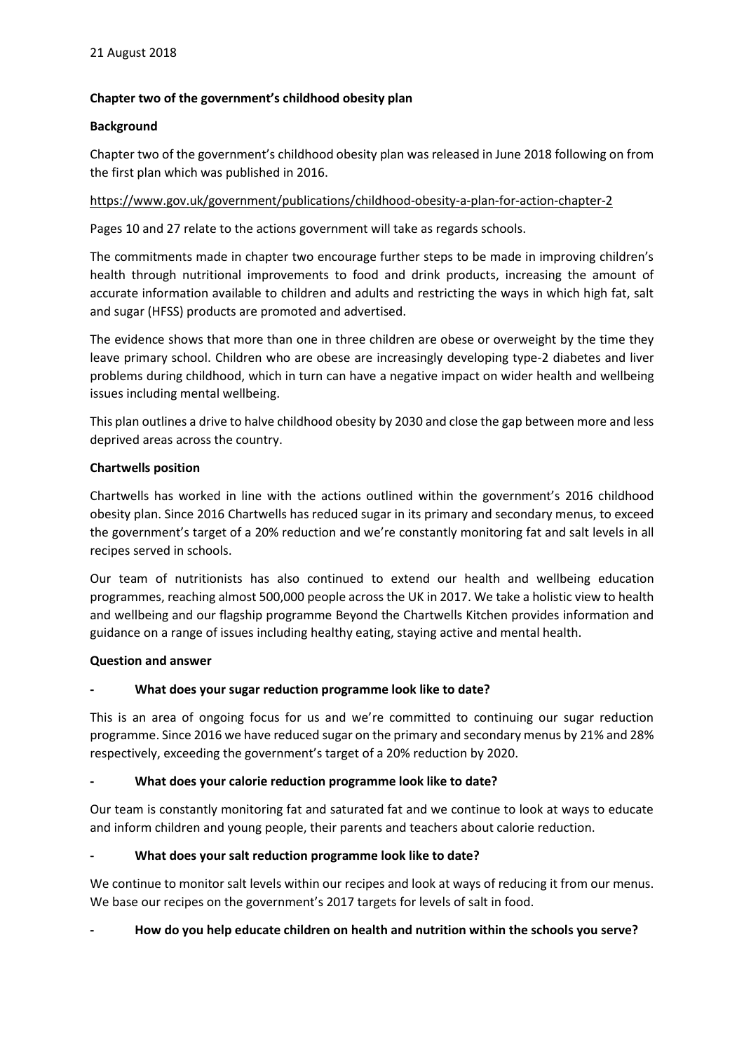21 August 2018

**Chapter two of the government's childhood obesity plan**

**Background**

Chapter two of the government's childhood obesity plan was released in June 2018 following on from the first plan which was published in 2016.

https://www.gov.uk/government/publications/childhood-obesity-a-plan-for-action-chapter-2

Pages 10 and 27 relate to the actions government will take as regards schools.

The commitments made in chapter two encourage further steps to be made in improving children's health through nutritional improvements to food and drink products, increasing the amount of accurate information available to children and adults and restricting the ways in which high fat, salt and sugar (HFSS) products are promoted and advertised.

The evidence shows that more than one in three children are obese or overweight by the time they leave primary school. Children who are obese are increasingly developing type-2 diabetes and liver problems during childhood, which in turn can have a negative impact on wider health and wellbeing issues including mental wellbeing.

This plan outlines a drive to halve childhood obesity by 2030 and close the gap between more and less deprived areas across the country.

**Chartwells position**

Chartwells has worked in line with the actions outlined within the government's 2016 childhood obesity plan. Since 2016 Chartwells has reduced sugar in its primary and secondary menus, to exceed the government's target of a 20% reduction and we're constantly monitoring fat and salt levels in all recipes served in schools.

Our team of nutritionists has also continued to extend our health and wellbeing education programmes, reaching almost 500,000 people across the UK in 2017. We take a holistic view to health and wellbeing and our flagship programme Beyond the Chartwells Kitchen provides information and guidance on a range of issues including healthy eating, staying active and mental health.

**Question and answer**

- **What does your sugar reduction programme look like to date?**

This is an area of ongoing focus for us and we're committed to continuing our sugar reduction programme. Since 2016 we have reduced sugar on the primary and secondary menus by 21% and 28% respectively, exceeding the government's target of a 20% reduction by 2020.

- **What does your calorie reduction programme look like to date?**

Our team is constantly monitoring fat and saturated fat and we continue to look at ways to educate and inform children and young people, their parents and teachers about calorie reduction.

- **What does your salt reduction programme look like to date?**

We continue to monitor salt levels within our recipes and look at ways of reducing it from our menus. We base our recipes on the government's 2017 targets for levels of salt in food.

- **How do you help educate children on health and nutrition within the schools you serve?**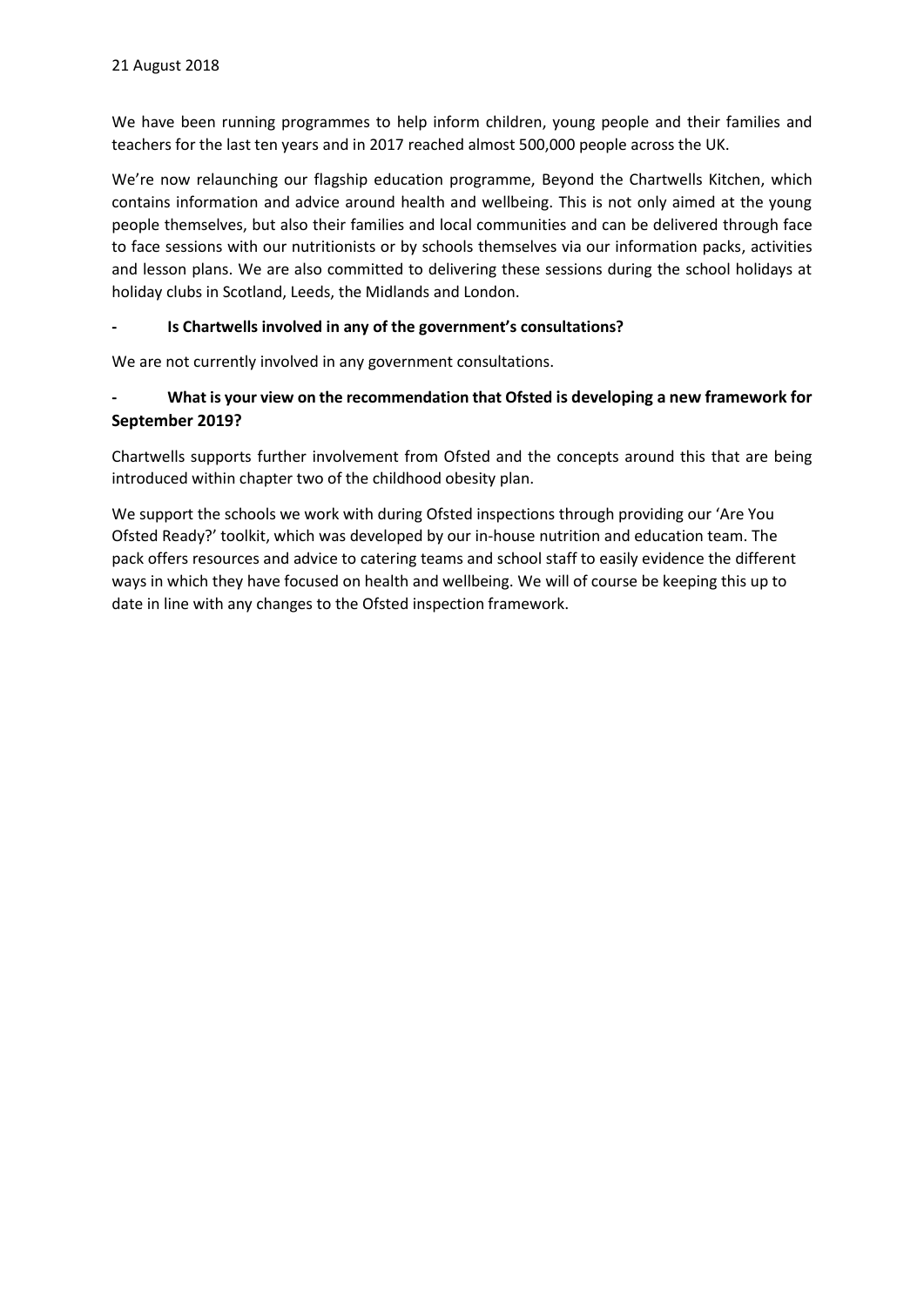21 August 2018

We have been running programmes to help inform children, young people and their families and teachers for the last ten years and in 2017 reached almost 500,000 people across the UK.

We're now relaunching our flagship education programme, Beyond the Chartwells Kitchen, which contains information and advice around health and wellbeing. This is not only aimed at the young people themselves, but also their families and local communities and can be delivered through face to face sessions with our nutritionists or by schools themselves via our information packs, activities and lesson plans. We are also committed to delivering these sessions during the school holidays at holiday clubs in Scotland, Leeds, the Midlands and London.

- **Is Chartwells involved in any of the government's consultations?**

We are not currently involved in any government consultations.

- **What is your view on the recommendation that Ofsted is developing a new framework for September 2019?**

Chartwells supports further involvement from Ofsted and the concepts around this that are being introduced within chapter two of the childhood obesity plan.

We support the schools we work with during Ofsted inspections through providing our 'Are You Ofsted Ready?' toolkit, which was developed by our in-house nutrition and education team. The pack offers resources and advice to catering teams and school staff to easily evidence the different ways in which they have focused on health and wellbeing. We will of course be keeping this up to date in line with any changes to the Ofsted inspection framework.